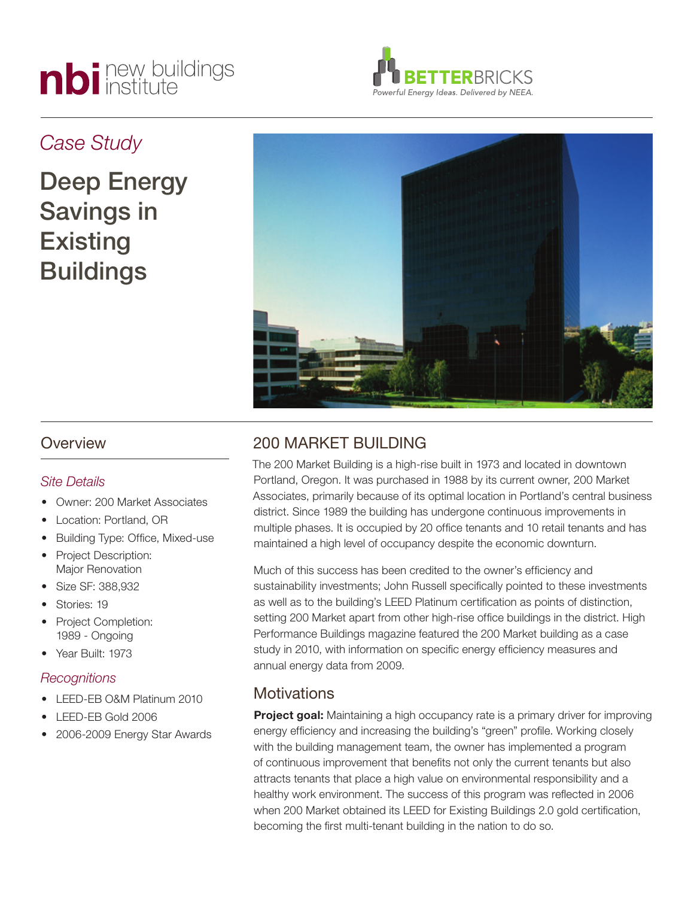nbi new buildings institute

BETTERBRICKS
Powerful Energy Ideas. Delivered by NEEA.

*Case Study*

# Deep Energy Savings in Existing Buildings

## Overview

### *Site Details*

- Owner: 200 Market Associates
- Location: Portland, OR
- Building Type: Office, Mixed-use
- Project Description: Major Renovation
- Size SF: 388,932
- Stories: 19
- Project Completion: 1989 - Ongoing
- Year Built: 1973

### *Recognitions*

- LEED-EB O&M Platinum 2010
- LEED-EB Gold 2006
- 2006-2009 Energy Star Awards

## 200 MARKET BUILDING

The 200 Market Building is a high-rise built in 1973 and located in downtown Portland, Oregon. It was purchased in 1988 by its current owner, 200 Market Associates, primarily because of its optimal location in Portland's central business district. Since 1989 the building has undergone continuous improvements in multiple phases. It is occupied by 20 office tenants and 10 retail tenants and has maintained a high level of occupancy despite the economic downturn.

Much of this success has been credited to the owner's efficiency and sustainability investments; John Russell specifically pointed to these investments as well as to the building's LEED Platinum certification as points of distinction, setting 200 Market apart from other high-rise office buildings in the district. High Performance Buildings magazine featured the 200 Market building as a case study in 2010, with information on specific energy efficiency measures and annual energy data from 2009.

## Motivations

**Project goal:** Maintaining a high occupancy rate is a primary driver for improving energy efficiency and increasing the building's "green" profile. Working closely with the building management team, the owner has implemented a program of continuous improvement that benefits not only the current tenants but also attracts tenants that place a high value on environmental responsibility and a healthy work environment. The success of this program was reflected in 2006 when 200 Market obtained its LEED for Existing Buildings 2.0 gold certification, becoming the first multi-tenant building in the nation to do so.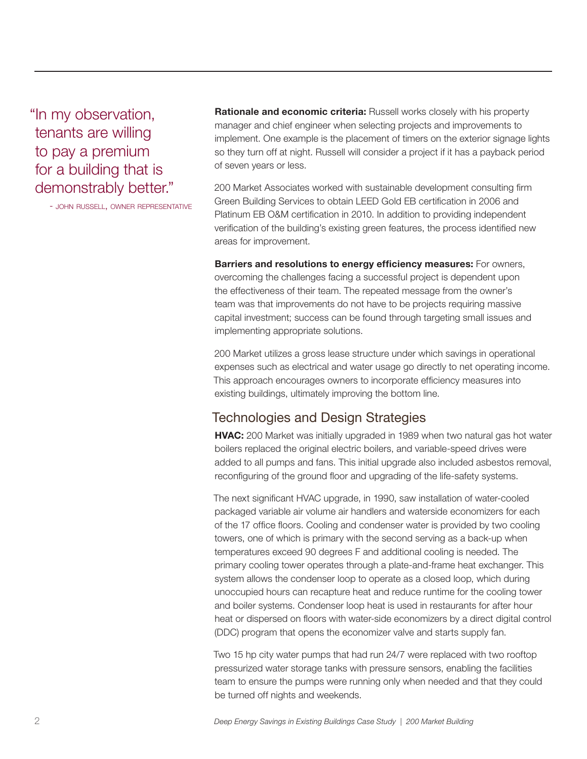> "In my observation, tenants are willing to pay a premium for a building that is demonstrably better."
>
> - JOHN RUSSELL, OWNER REPRESENTATIVE

**Rationale and economic criteria:** Russell works closely with his property manager and chief engineer when selecting projects and improvements to implement. One example is the placement of timers on the exterior signage lights so they turn off at night. Russell will consider a project if it has a payback period of seven years or less.

200 Market Associates worked with sustainable development consulting firm Green Building Services to obtain LEED Gold EB certification in 2006 and Platinum EB O&M certification in 2010. In addition to providing independent verification of the building's existing green features, the process identified new areas for improvement.

**Barriers and resolutions to energy efficiency measures:** For owners, overcoming the challenges facing a successful project is dependent upon the effectiveness of their team. The repeated message from the owner's team was that improvements do not have to be projects requiring massive capital investment; success can be found through targeting small issues and implementing appropriate solutions.

200 Market utilizes a gross lease structure under which savings in operational expenses such as electrical and water usage go directly to net operating income. This approach encourages owners to incorporate efficiency measures into existing buildings, ultimately improving the bottom line.

## Technologies and Design Strategies

**HVAC:** 200 Market was initially upgraded in 1989 when two natural gas hot water boilers replaced the original electric boilers, and variable-speed drives were added to all pumps and fans. This initial upgrade also included asbestos removal, reconfiguring of the ground floor and upgrading of the life-safety systems.

The next significant HVAC upgrade, in 1990, saw installation of water-cooled packaged variable air volume air handlers and waterside economizers for each of the 17 office floors. Cooling and condenser water is provided by two cooling towers, one of which is primary with the second serving as a back-up when temperatures exceed 90 degrees F and additional cooling is needed. The primary cooling tower operates through a plate-and-frame heat exchanger. This system allows the condenser loop to operate as a closed loop, which during unoccupied hours can recapture heat and reduce runtime for the cooling tower and boiler systems. Condenser loop heat is used in restaurants for after hour heat or dispersed on floors with water-side economizers by a direct digital control (DDC) program that opens the economizer valve and starts supply fan.

Two 15 hp city water pumps that had run 24/7 were replaced with two rooftop pressurized water storage tanks with pressure sensors, enabling the facilities team to ensure the pumps were running only when needed and that they could be turned off nights and weekends.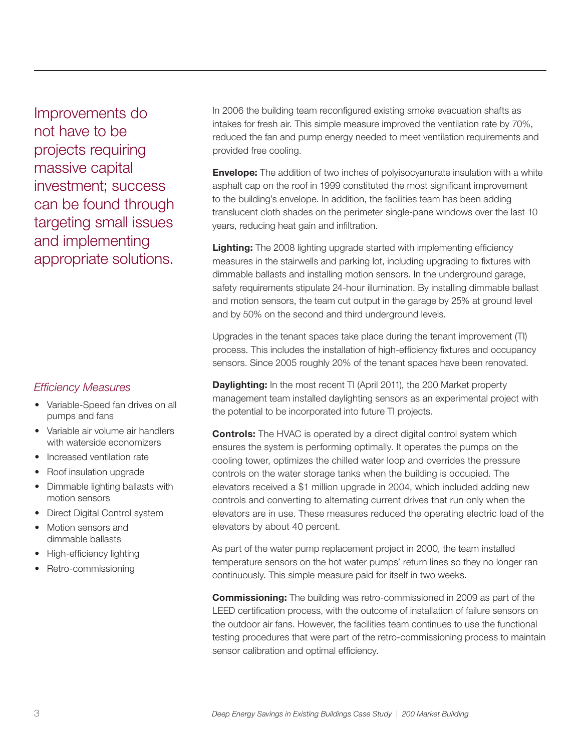Improvements do not have to be projects requiring massive capital investment; success can be found through targeting small issues and implementing appropriate solutions.

In 2006 the building team reconfigured existing smoke evacuation shafts as intakes for fresh air. This simple measure improved the ventilation rate by 70%, reduced the fan and pump energy needed to meet ventilation requirements and provided free cooling.

**Envelope:** The addition of two inches of polyisocyanurate insulation with a white asphalt cap on the roof in 1999 constituted the most significant improvement to the building's envelope. In addition, the facilities team has been adding translucent cloth shades on the perimeter single-pane windows over the last 10 years, reducing heat gain and infiltration.

**Lighting:** The 2008 lighting upgrade started with implementing efficiency measures in the stairwells and parking lot, including upgrading to fixtures with dimmable ballasts and installing motion sensors. In the underground garage, safety requirements stipulate 24-hour illumination. By installing dimmable ballast and motion sensors, the team cut output in the garage by 25% at ground level and by 50% on the second and third underground levels.

Upgrades in the tenant spaces take place during the tenant improvement (TI) process. This includes the installation of high-efficiency fixtures and occupancy sensors. Since 2005 roughly 20% of the tenant spaces have been renovated.

**Daylighting:** In the most recent TI (April 2011), the 200 Market property management team installed daylighting sensors as an experimental project with the potential to be incorporated into future TI projects.

**Controls:** The HVAC is operated by a direct digital control system which ensures the system is performing optimally. It operates the pumps on the cooling tower, optimizes the chilled water loop and overrides the pressure controls on the water storage tanks when the building is occupied. The elevators received a $1 million upgrade in 2004, which included adding new controls and converting to alternating current drives that run only when the elevators are in use. These measures reduced the operating electric load of the elevators by about 40 percent.

As part of the water pump replacement project in 2000, the team installed temperature sensors on the hot water pumps' return lines so they no longer ran continuously. This simple measure paid for itself in two weeks.

**Commissioning:** The building was retro-commissioned in 2009 as part of the LEED certification process, with the outcome of installation of failure sensors on the outdoor air fans. However, the facilities team continues to use the functional testing procedures that were part of the retro-commissioning process to maintain sensor calibration and optimal efficiency.

*Efficiency Measures*

- Variable-Speed fan drives on all pumps and fans
- Variable air volume air handlers with waterside economizers
- Increased ventilation rate
- Roof insulation upgrade
- Dimmable lighting ballasts with motion sensors
- Direct Digital Control system
- Motion sensors and dimmable ballasts
- High-efficiency lighting
- Retro-commissioning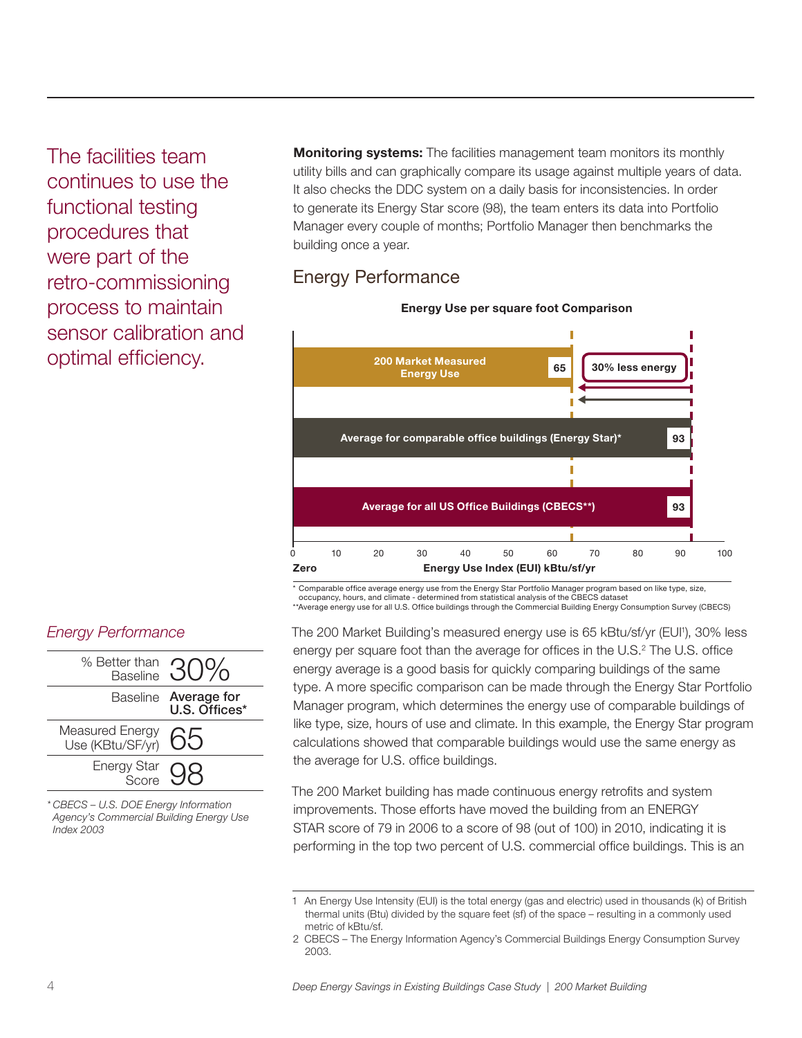The facilities team continues to use the functional testing procedures that were part of the retro-commissioning process to maintain sensor calibration and optimal efficiency.

**Monitoring systems:** The facilities management team monitors its monthly utility bills and can graphically compare its usage against multiple years of data. It also checks the DDC system on a daily basis for inconsistencies. In order to generate its Energy Star score (98), the team enters its data into Portfolio Manager every couple of months; Portfolio Manager then benchmarks the building once a year.

## Energy Performance

**Energy Use per square foot Comparison**

| | Energy Use Index (EUI) kBtu/sf/yr |
|---|---|
| 200 Market Measured Energy Use | 65 |
| Average for comparable office buildings (Energy Star)* | 93 |
| Average for all US Office Buildings (CBECS**) | 93 |

30% less energy

\* Comparable office average energy use from the Energy Star Portfolio Manager program based on like type, size, occupancy, hours, and climate - determined from statistical analysis of the CBECS dataset
**Average energy use for all U.S. Office buildings through the Commercial Building Energy Consumption Survey (CBECS)

The 200 Market Building's measured energy use is 65 kBtu/sf/yr (EUI[1]), 30% less energy per square foot than the average for offices in the U.S.[2] The U.S. office energy average is a good basis for quickly comparing buildings of the same type. A more specific comparison can be made through the Energy Star Portfolio Manager program, which determines the energy use of comparable buildings of like type, size, hours of use and climate. In this example, the Energy Star program calculations showed that comparable buildings would use the same energy as the average for U.S. office buildings.

The 200 Market building has made continuous energy retrofits and system improvements. Those efforts have moved the building from an ENERGY STAR score of 79 in 2006 to a score of 98 (out of 100) in 2010, indicating it is performing in the top two percent of U.S. commercial office buildings. This is an

### *Energy Performance*

| | |
|---|---|
| % Better than Baseline | 30% |
| Baseline | **Average for U.S. Offices*** |
| Measured Energy Use (KBtu/SF/yr) | 65 |
| Energy Star Score | 98 |

*\* CBECS – U.S. DOE Energy Information Agency's Commercial Building Energy Use Index 2003*

1 An Energy Use Intensity (EUI) is the total energy (gas and electric) used in thousands (k) of British thermal units (Btu) divided by the square feet (sf) of the space – resulting in a commonly used metric of kBtu/sf.

2 CBECS – The Energy Information Agency's Commercial Buildings Energy Consumption Survey 2003.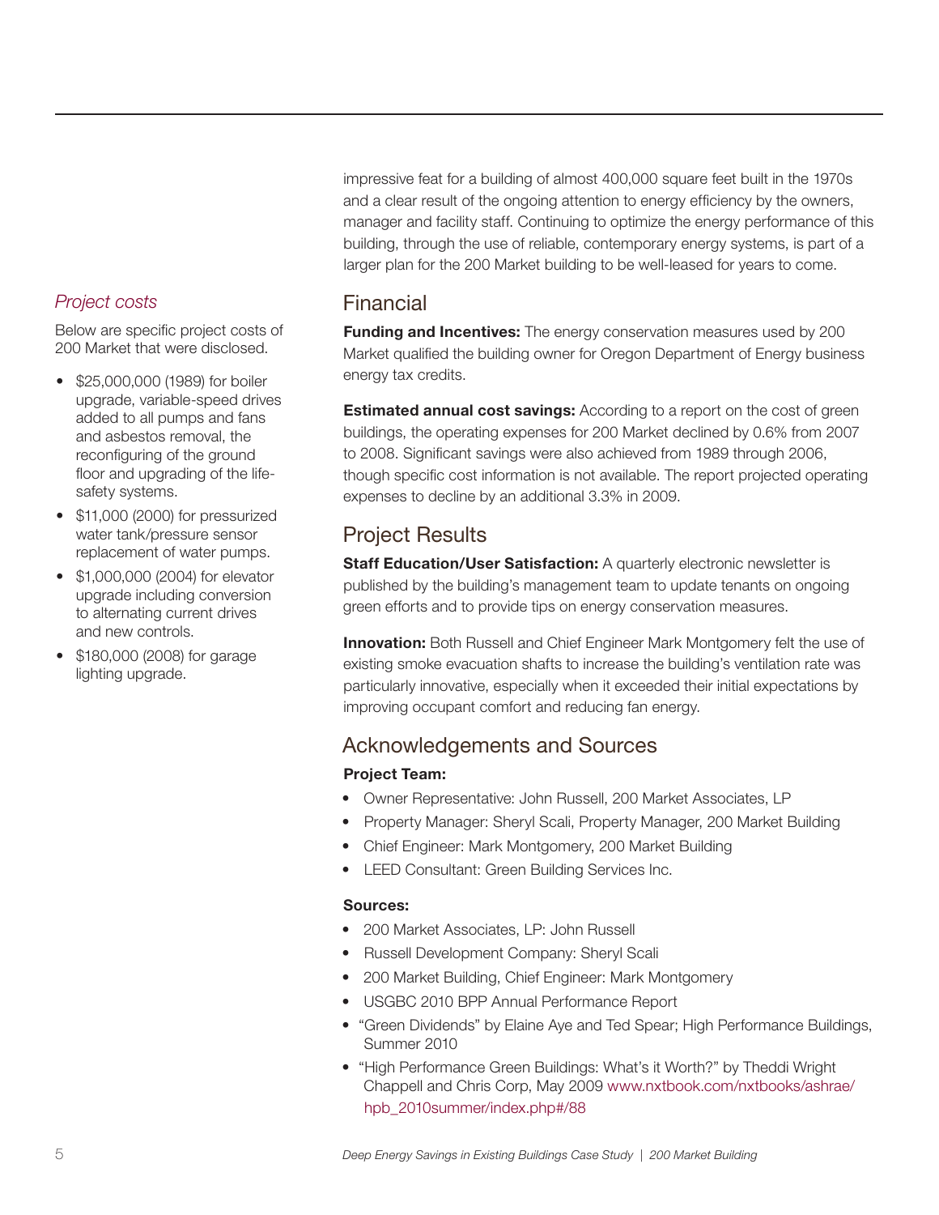impressive feat for a building of almost 400,000 square feet built in the 1970s and a clear result of the ongoing attention to energy efficiency by the owners, manager and facility staff. Continuing to optimize the energy performance of this building, through the use of reliable, contemporary energy systems, is part of a larger plan for the 200 Market building to be well-leased for years to come.

## Financial

**Funding and Incentives:** The energy conservation measures used by 200 Market qualified the building owner for Oregon Department of Energy business energy tax credits.

**Estimated annual cost savings:** According to a report on the cost of green buildings, the operating expenses for 200 Market declined by 0.6% from 2007 to 2008. Significant savings were also achieved from 1989 through 2006, though specific cost information is not available. The report projected operating expenses to decline by an additional 3.3% in 2009.

### *Project costs*

Below are specific project costs of 200 Market that were disclosed.

- $25,000,000 (1989) for boiler upgrade, variable-speed drives added to all pumps and fans and asbestos removal, the reconfiguring of the ground floor and upgrading of the life-safety systems.
- $11,000 (2000) for pressurized water tank/pressure sensor replacement of water pumps.
- $1,000,000 (2004) for elevator upgrade including conversion to alternating current drives and new controls.
- $180,000 (2008) for garage lighting upgrade.

## Project Results

**Staff Education/User Satisfaction:** A quarterly electronic newsletter is published by the building's management team to update tenants on ongoing green efforts and to provide tips on energy conservation measures.

**Innovation:** Both Russell and Chief Engineer Mark Montgomery felt the use of existing smoke evacuation shafts to increase the building's ventilation rate was particularly innovative, especially when it exceeded their initial expectations by improving occupant comfort and reducing fan energy.

## Acknowledgements and Sources

**Project Team:**

- Owner Representative: John Russell, 200 Market Associates, LP
- Property Manager: Sheryl Scali, Property Manager, 200 Market Building
- Chief Engineer: Mark Montgomery, 200 Market Building
- LEED Consultant: Green Building Services Inc.

**Sources:**

- 200 Market Associates, LP: John Russell
- Russell Development Company: Sheryl Scali
- 200 Market Building, Chief Engineer: Mark Montgomery
- USGBC 2010 BPP Annual Performance Report
- "Green Dividends" by Elaine Aye and Ted Spear; High Performance Buildings, Summer 2010
- "High Performance Green Buildings: What's it Worth?" by Theddi Wright Chappell and Chris Corp, May 2009 www.nxtbook.com/nxtbooks/ashrae/hpb_2010summer/index.php#/88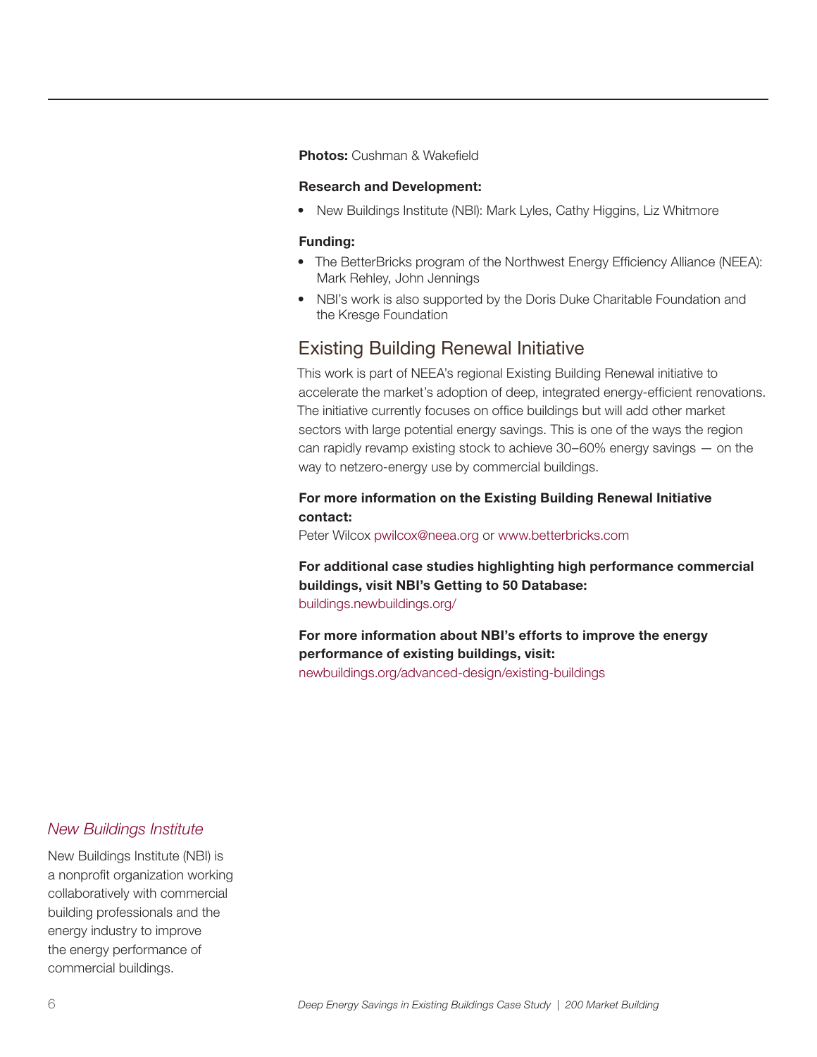**Photos:** Cushman & Wakefield

**Research and Development:**

- New Buildings Institute (NBI): Mark Lyles, Cathy Higgins, Liz Whitmore

**Funding:**

- The BetterBricks program of the Northwest Energy Efficiency Alliance (NEEA): Mark Rehley, John Jennings
- NBI's work is also supported by the Doris Duke Charitable Foundation and the Kresge Foundation

## Existing Building Renewal Initiative

This work is part of NEEA's regional Existing Building Renewal initiative to accelerate the market's adoption of deep, integrated energy-efficient renovations. The initiative currently focuses on office buildings but will add other market sectors with large potential energy savings. This is one of the ways the region can rapidly revamp existing stock to achieve 30–60% energy savings — on the way to netzero-energy use by commercial buildings.

**For more information on the Existing Building Renewal Initiative contact:**
Peter Wilcox pwilcox@neea.org or www.betterbricks.com

**For additional case studies highlighting high performance commercial buildings, visit NBI's Getting to 50 Database:**
buildings.newbuildings.org/

**For more information about NBI's efforts to improve the energy performance of existing buildings, visit:**
newbuildings.org/advanced-design/existing-buildings

*New Buildings Institute*

New Buildings Institute (NBI) is a nonprofit organization working collaboratively with commercial building professionals and the energy industry to improve the energy performance of commercial buildings.